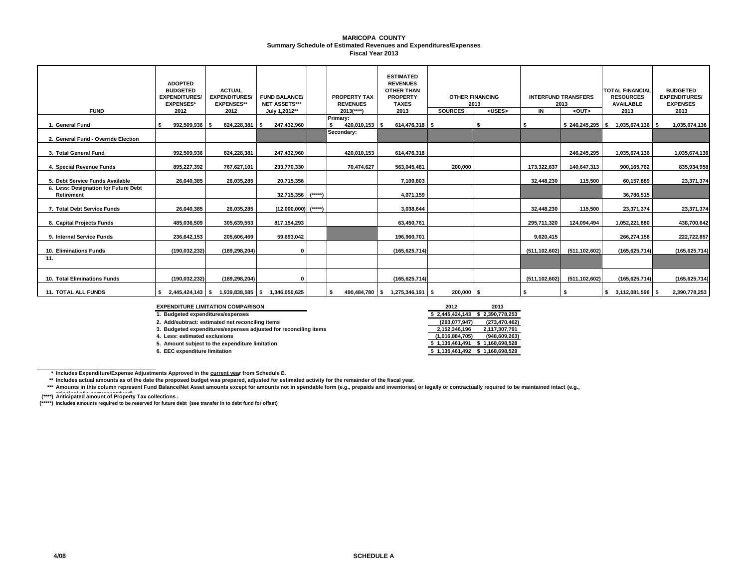# MARICOPA COUNTY

## Summary Schedule of Estimated Revenues and Expenditures/Expenses

### Fiscal Year 2013

| FUND | ADOPTED BUDGETED EXPENDITURES/ EXPENSES* 2012 | ACTUAL EXPENDITURES/ EXPENSES** 2012 | FUND BALANCE/ NET ASSETS*** July 1,2012** | | PROPERTY TAX REVENUES 2013(****) | ESTIMATED REVENUES OTHER THAN PROPERTY TAXES 2013 | OTHER FINANCING 2013 SOURCES | OTHER FINANCING 2013 <USES> | INTERFUND TRANSFERS 2013 IN | INTERFUND TRANSFERS 2013 <OUT> | TOTAL FINANCIAL RESOURCES AVAILABLE 2013 | BUDGETED EXPENDITURES/ EXPENSES 2013 |
|---|---|---|---|---|---|---|---|---|---|---|---|---|
| 1. General Fund | $ 992,509,936 | $ 824,228,381 | $ 247,432,960 | | Primary: $ 420,010,153 | $ 614,476,318 | $ | $ | $ | $ 246,245,295 | $ 1,035,674,136 | $ 1,035,674,136 |
| 2. General Fund - Override Election | | | | | Secondary: | | | | | | | |
| 3. Total General Fund | 992,509,936 | 824,228,381 | 247,432,960 | | 420,010,153 | 614,476,318 | | | | 246,245,295 | 1,035,674,136 | 1,035,674,136 |
| 4. Special Revenue Funds | 895,227,392 | 767,627,101 | 233,770,330 | | 70,474,627 | 563,045,481 | 200,000 | | 173,322,637 | 140,647,313 | 900,165,762 | 835,934,958 |
| 5. Debt Service Funds Available | 26,040,385 | 26,035,285 | 20,715,356 | | | 7,109,803 | | | 32,448,230 | 115,500 | 60,157,889 | 23,371,374 |
| 6. Less: Designation for Future Debt Retirement | | | 32,715,356 | (*****) | | 4,071,159 | | | | | 36,786,515 | |
| 7. Total Debt Service Funds | 26,040,385 | 26,035,285 | (12,000,000) | (*****) | | 3,038,644 | | | 32,448,230 | 115,500 | 23,371,374 | 23,371,374 |
| 8. Capital Projects Funds | 485,036,509 | 305,639,553 | 817,154,293 | | | 63,450,761 | | | 295,711,320 | 124,094,494 | 1,052,221,880 | 438,700,642 |
| 9. Internal Service Funds | 236,642,153 | 205,606,469 | 59,693,042 | | | 196,960,701 | | | 9,620,415 | | 266,274,158 | 222,722,857 |
| 10. Eliminations Funds | (190,032,232) | (189,298,204) | 0 | | | (165,625,714) | | | (511,102,602) | (511,102,602) | (165,625,714) | (165,625,714) |
| 11. | | | | | | | | | | | | |
| 10. Total Eliminations Funds | (190,032,232) | (189,298,204) | 0 | | | (165,625,714) | | | (511,102,602) | (511,102,602) | (165,625,714) | (165,625,714) |
| 11. TOTAL ALL FUNDS | $ 2,445,424,143 | $ 1,939,838,585 | $ 1,346,050,625 | | $ 490,484,780 | $ 1,275,346,191 | $ 200,000 | $ | $ | $ | $ 3,112,081,596 | $ 2,390,778,253 |

| EXPENDITURE LIMITATION COMPARISON | 2012 | 2013 |
|---|---|---|
| 1. Budgeted expenditures/expenses | $ 2,445,424,143 | $ 2,390,778,253 |
| 2. Add/subtract: estimated net reconciling items | (293,077,947) | (273,470,462) |
| 3. Budgeted expenditures/expenses adjusted for reconciling items | 2,152,346,196 | 2,117,307,791 |
| 4. Less: estimated exclusions | (1,016,884,705) | (948,609,263) |
| 5. Amount subject to the expenditure limitation | $ 1,135,461,491 | $ 1,168,698,528 |
| 6. EEC expenditure limitation | $ 1,135,461,492 | $ 1,168,698,529 |

\* Includes Expenditure/Expense Adjustments Approved in the current year from Schedule E.

\*\* Includes actual amounts as of the date the proposed budget was prepared, adjusted for estimated activity for the remainder of the fiscal year.

\*\*\* Amounts in this column represent Fund Balance/Net Asset amounts except for amounts not in spendable form (e.g., prepaids and inventories) or legally or contractually required to be maintained intact (e.g., principal of a permanent fund).

(\*\*\*\*) Anticipated amount of Property Tax collections .

(\*\*\*\*\*) Includes amounts required to be reserved for future debt (see transfer in to debt fund for offset)

4/08 SCHEDULE A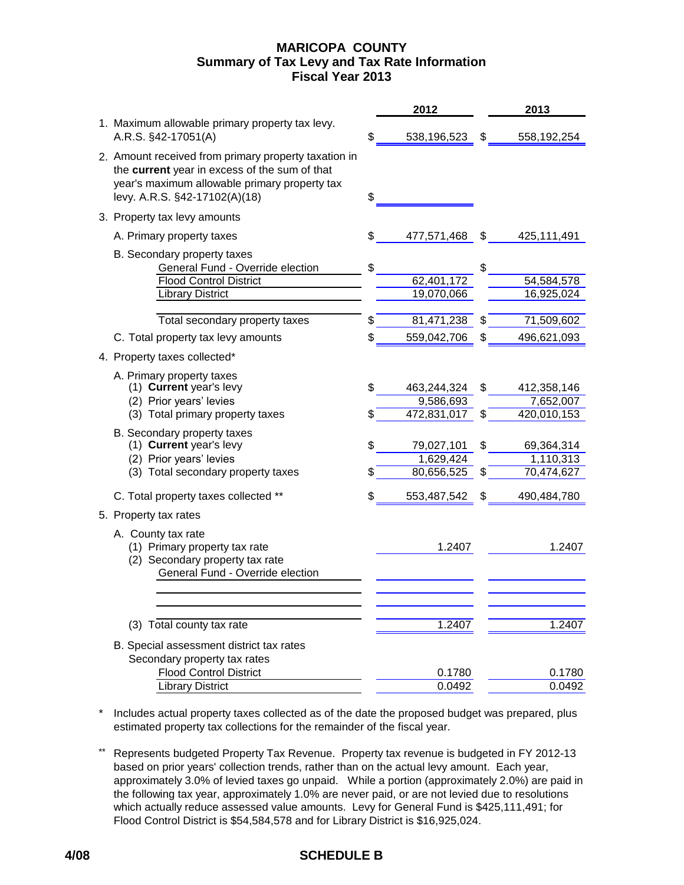# MARICOPA COUNTY
## Summary of Tax Levy and Tax Rate Information
## Fiscal Year 2013

| | | 2012 | | 2013 |
|---|---|---|---|---|
| 1. Maximum allowable primary property tax levy. A.R.S. §42-17051(A) | $ | 538,196,523 | $ | 558,192,254 |
| 2. Amount received from primary property taxation in the **current** year in excess of the sum of that year's maximum allowable primary property tax levy. A.R.S. §42-17102(A)(18) | $ | | | |
| 3. Property tax levy amounts | | | | |
| A. Primary property taxes | $ | 477,571,468 | $ | 425,111,491 |
| B. Secondary property taxes | | | | |
| General Fund - Override election | $ | | $ | |
| Flood Control District | | 62,401,172 | | 54,584,578 |
| Library District | | 19,070,066 | | 16,925,024 |
| Total secondary property taxes | $ | 81,471,238 | $ | 71,509,602 |
| C. Total property tax levy amounts | $ | 559,042,706 | $ | 496,621,093 |
| 4. Property taxes collected* | | | | |
| A. Primary property taxes | | | | |
| (1) **Current** year's levy | $ | 463,244,324 | $ | 412,358,146 |
| (2) Prior years' levies | | 9,586,693 | | 7,652,007 |
| (3) Total primary property taxes | $ | 472,831,017 | $ | 420,010,153 |
| B. Secondary property taxes | | | | |
| (1) **Current** year's levy | $ | 79,027,101 | $ | 69,364,314 |
| (2) Prior years' levies | | 1,629,424 | | 1,110,313 |
| (3) Total secondary property taxes | $ | 80,656,525 | $ | 70,474,627 |
| C. Total property taxes collected ** | $ | 553,487,542 | $ | 490,484,780 |
| 5. Property tax rates | | | | |
| A. County tax rate | | | | |
| (1) Primary property tax rate | | 1.2407 | | 1.2407 |
| (2) Secondary property tax rate | | | | |
| General Fund - Override election | | | | |
| (3) Total county tax rate | | 1.2407 | | 1.2407 |
| B. Special assessment district tax rates | | | | |
| Secondary property tax rates | | | | |
| Flood Control District | | 0.1780 | | 0.1780 |
| Library District | | 0.0492 | | 0.0492 |

\* Includes actual property taxes collected as of the date the proposed budget was prepared, plus estimated property tax collections for the remainder of the fiscal year.

\*\* Represents budgeted Property Tax Revenue. Property tax revenue is budgeted in FY 2012-13 based on prior years' collection trends, rather than on the actual levy amount. Each year, approximately 3.0% of levied taxes go unpaid. While a portion (approximately 2.0%) are paid in the following tax year, approximately 1.0% are never paid, or are not levied due to resolutions which actually reduce assessed value amounts. Levy for General Fund is $425,111,491; for Flood Control District is $54,584,578 and for Library District is $16,925,024.

4/08 SCHEDULE B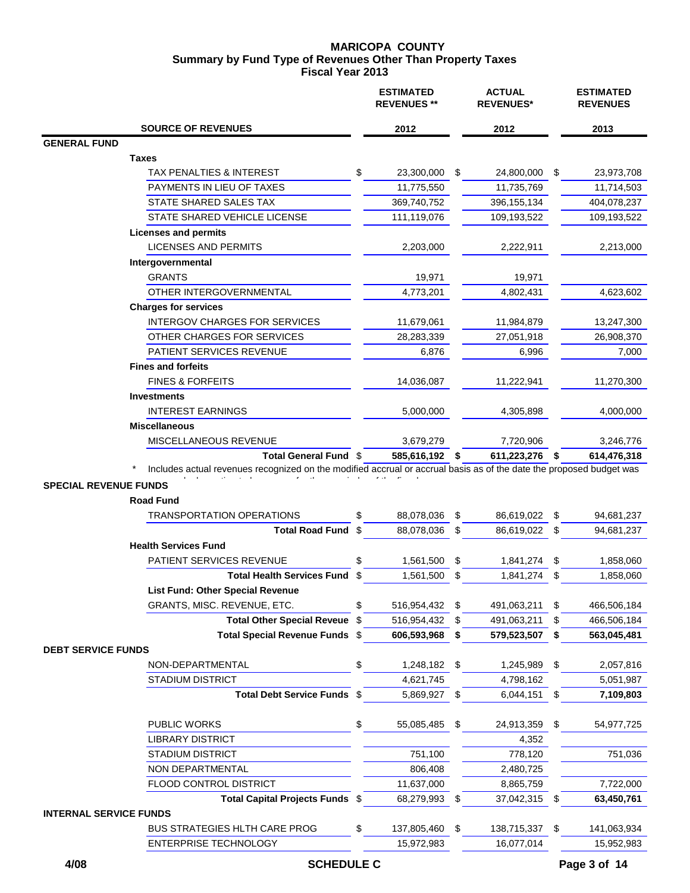# MARICOPA COUNTY
## Summary by Fund Type of Revenues Other Than Property Taxes
### Fiscal Year 2013

| SOURCE OF REVENUES | ESTIMATED REVENUES ** 2012 | ACTUAL REVENUES* 2012 | ESTIMATED REVENUES 2013 |
|---|---|---|---|
| **GENERAL FUND** | | | |
| **Taxes** | | | |
| TAX PENALTIES & INTEREST | $ 23,300,000 | $ 24,800,000 | $ 23,973,708 |
| PAYMENTS IN LIEU OF TAXES | 11,775,550 | 11,735,769 | 11,714,503 |
| STATE SHARED SALES TAX | 369,740,752 | 396,155,134 | 404,078,237 |
| STATE SHARED VEHICLE LICENSE | 111,119,076 | 109,193,522 | 109,193,522 |
| **Licenses and permits** | | | |
| LICENSES AND PERMITS | 2,203,000 | 2,222,911 | 2,213,000 |
| **Intergovernmental** | | | |
| GRANTS | 19,971 | 19,971 | |
| OTHER INTERGOVERNMENTAL | 4,773,201 | 4,802,431 | 4,623,602 |
| **Charges for services** | | | |
| INTERGOV CHARGES FOR SERVICES | 11,679,061 | 11,984,879 | 13,247,300 |
| OTHER CHARGES FOR SERVICES | 28,283,339 | 27,051,918 | 26,908,370 |
| PATIENT SERVICES REVENUE | 6,876 | 6,996 | 7,000 |
| **Fines and forfeits** | | | |
| FINES & FORFEITS | 14,036,087 | 11,222,941 | 11,270,300 |
| **Investments** | | | |
| INTEREST EARNINGS | 5,000,000 | 4,305,898 | 4,000,000 |
| **Miscellaneous** | | | |
| MISCELLANEOUS REVENUE | 3,679,279 | 7,720,906 | 3,246,776 |
| **Total General Fund** | **$ 585,616,192** | **$ 611,223,276** | **$ 614,476,318** |

\* Includes actual revenues recognized on the modified accrual or accrual basis as of the date the proposed budget was

| SOURCE OF REVENUES | ESTIMATED REVENUES ** 2012 | ACTUAL REVENUES* 2012 | ESTIMATED REVENUES 2013 |
|---|---|---|---|
| **SPECIAL REVENUE FUNDS** | | | |
| **Road Fund** | | | |
| TRANSPORTATION OPERATIONS | $ 88,078,036 | $ 86,619,022 | $ 94,681,237 |
| **Total Road Fund** | $ 88,078,036 | $ 86,619,022 | $ 94,681,237 |
| **Health Services Fund** | | | |
| PATIENT SERVICES REVENUE | $ 1,561,500 | $ 1,841,274 | $ 1,858,060 |
| **Total Health Services Fund** | $ 1,561,500 | $ 1,841,274 | $ 1,858,060 |
| **List Fund: Other Special Revenue** | | | |
| GRANTS, MISC. REVENUE, ETC. | $ 516,954,432 | $ 491,063,211 | $ 466,506,184 |
| **Total Other Special Reveue** | $ 516,954,432 | $ 491,063,211 | $ 466,506,184 |
| **Total Special Revenue Funds** | **$ 606,593,968** | **$ 579,523,507** | **$ 563,045,481** |
| **DEBT SERVICE FUNDS** | | | |
| NON-DEPARTMENTAL | $ 1,248,182 | $ 1,245,989 | $ 2,057,816 |
| STADIUM DISTRICT | 4,621,745 | 4,798,162 | 5,051,987 |
| **Total Debt Service Funds** | $ 5,869,927 | $ 6,044,151 | **$ 7,109,803** |
| PUBLIC WORKS | $ 55,085,485 | $ 24,913,359 | $ 54,977,725 |
| LIBRARY DISTRICT | | 4,352 | |
| STADIUM DISTRICT | 751,100 | 778,120 | 751,036 |
| NON DEPARTMENTAL | 806,408 | 2,480,725 | |
| FLOOD CONTROL DISTRICT | 11,637,000 | 8,865,759 | 7,722,000 |
| **Total Capital Projects Funds** | $ 68,279,993 | $ 37,042,315 | **$ 63,450,761** |
| **INTERNAL SERVICE FUNDS** | | | |
| BUS STRATEGIES HLTH CARE PROG | $ 137,805,460 | $ 138,715,337 | $ 141,063,934 |
| ENTERPRISE TECHNOLOGY | 15,972,983 | 16,077,014 | 15,952,983 |

4/08 SCHEDULE C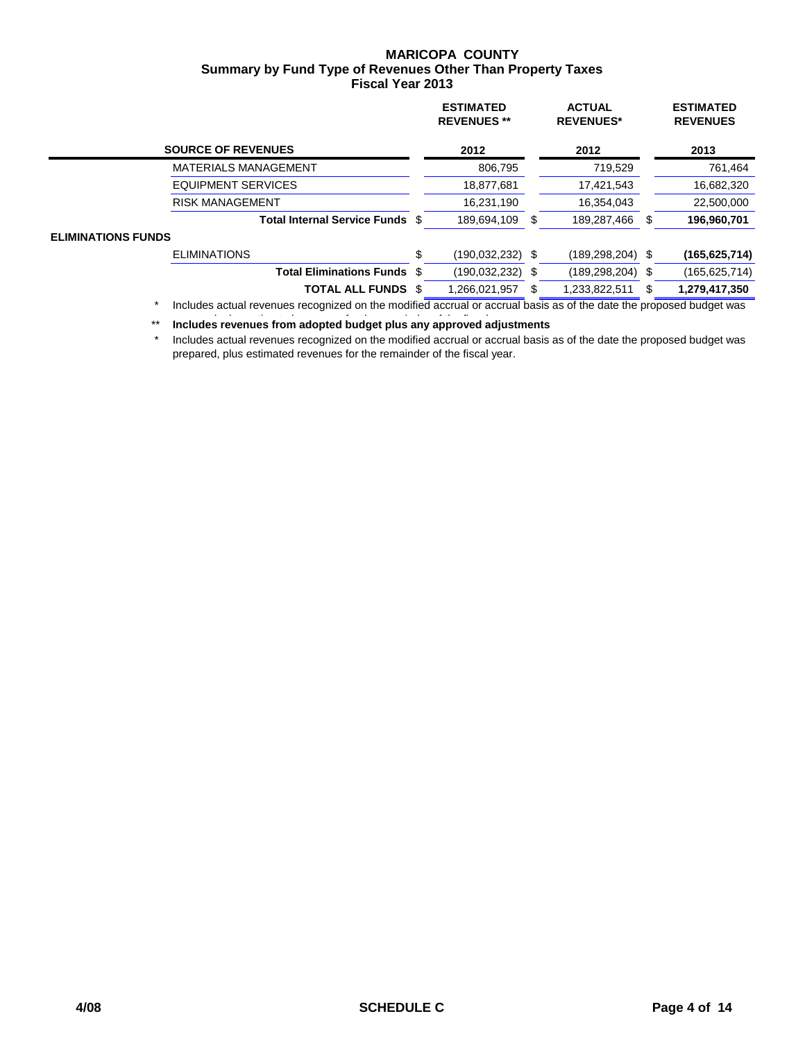**MARICOPA COUNTY**
**Summary by Fund Type of Revenues Other Than Property Taxes**
**Fiscal Year 2013**

| SOURCE OF REVENUES | ESTIMATED REVENUES ** 2012 | ACTUAL REVENUES* 2012 | ESTIMATED REVENUES 2013 |
|---|---|---|---|
| MATERIALS MANAGEMENT | 806,795 | 719,529 | 761,464 |
| EQUIPMENT SERVICES | 18,877,681 | 17,421,543 | 16,682,320 |
| RISK MANAGEMENT | 16,231,190 | 16,354,043 | 22,500,000 |
| **Total Internal Service Funds** | $ 189,694,109 | $ 189,287,466 | $ **196,960,701** |
| **ELIMINATIONS FUNDS** | | | |
| ELIMINATIONS | $ (190,032,232) | $ (189,298,204) | $ **(165,625,714)** |
| **Total Eliminations Funds** | $ (190,032,232) | $ (189,298,204) | $ (165,625,714) |
| **TOTAL ALL FUNDS** | $ 1,266,021,957 | $ 1,233,822,511 | $ **1,279,417,350** |

\* Includes actual revenues recognized on the modified accrual or accrual basis as of the date the proposed budget was prepared, plus estimated revenues for the remainder of the fiscal year.

\*\* **Includes revenues from adopted budget plus any approved adjustments**

\* Includes actual revenues recognized on the modified accrual or accrual basis as of the date the proposed budget was prepared, plus estimated revenues for the remainder of the fiscal year.

4/08 SCHEDULE C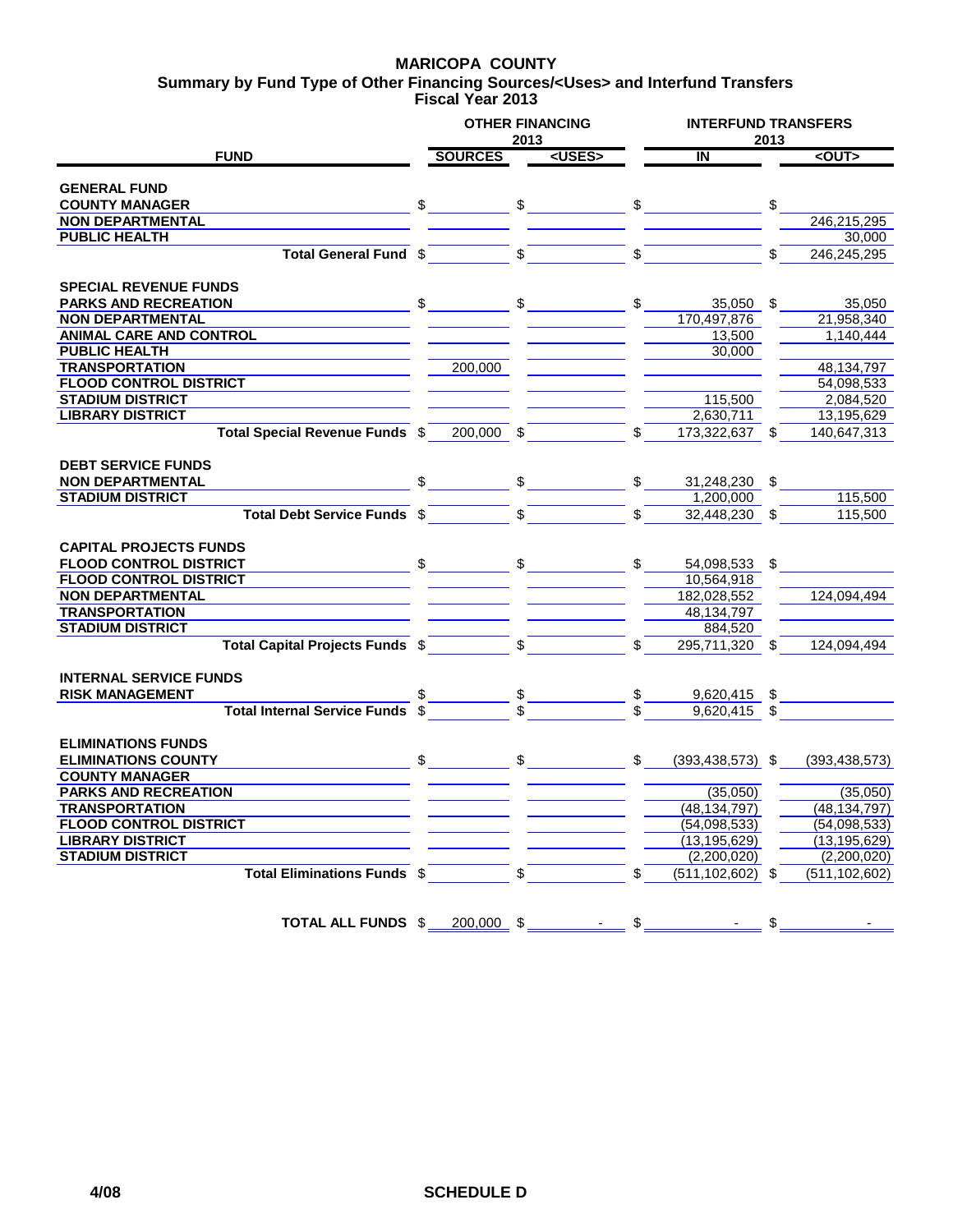# MARICOPA COUNTY

## Summary by Fund Type of Other Financing Sources/<Uses> and Interfund Transfers

### Fiscal Year 2013

| FUND | OTHER FINANCING 2013 SOURCES | OTHER FINANCING 2013 <USES> | INTERFUND TRANSFERS 2013 IN | INTERFUND TRANSFERS 2013 <OUT> |
|---|---|---|---|---|
| **GENERAL FUND** | | | | |
| **COUNTY MANAGER** | $ | $ | $ | $ |
| **NON DEPARTMENTAL** | | | | 246,215,295 |
| **PUBLIC HEALTH** | | | | 30,000 |
| **Total General Fund** | $ | $ | $ | $ 246,245,295 |
| **SPECIAL REVENUE FUNDS** | | | | |
| **PARKS AND RECREATION** | $ | $ | $ 35,050 | $ 35,050 |
| **NON DEPARTMENTAL** | | | 170,497,876 | 21,958,340 |
| **ANIMAL CARE AND CONTROL** | | | 13,500 | 1,140,444 |
| **PUBLIC HEALTH** | | | 30,000 | |
| **TRANSPORTATION** | 200,000 | | | 48,134,797 |
| **FLOOD CONTROL DISTRICT** | | | | 54,098,533 |
| **STADIUM DISTRICT** | | | 115,500 | 2,084,520 |
| **LIBRARY DISTRICT** | | | 2,630,711 | 13,195,629 |
| **Total Special Revenue Funds** | $ 200,000 | $ | $ 173,322,637 | $ 140,647,313 |
| **DEBT SERVICE FUNDS** | | | | |
| **NON DEPARTMENTAL** | $ | $ | $ 31,248,230 | $ |
| **STADIUM DISTRICT** | | | 1,200,000 | 115,500 |
| **Total Debt Service Funds** | $ | $ | $ 32,448,230 | $ 115,500 |
| **CAPITAL PROJECTS FUNDS** | | | | |
| **FLOOD CONTROL DISTRICT** | $ | $ | $ 54,098,533 | $ |
| **FLOOD CONTROL DISTRICT** | | | 10,564,918 | |
| **NON DEPARTMENTAL** | | | 182,028,552 | 124,094,494 |
| **TRANSPORTATION** | | | 48,134,797 | |
| **STADIUM DISTRICT** | | | 884,520 | |
| **Total Capital Projects Funds** | $ | $ | $ 295,711,320 | $ 124,094,494 |
| **INTERNAL SERVICE FUNDS** | | | | |
| **RISK MANAGEMENT** | $ | $ | $ 9,620,415 | $ |
| **Total Internal Service Funds** | $ | $ | $ 9,620,415 | $ |
| **ELIMINATIONS FUNDS** | | | | |
| **ELIMINATIONS COUNTY** | $ | $ | $ (393,438,573) | $ (393,438,573) |
| **COUNTY MANAGER** | | | | |
| **PARKS AND RECREATION** | | | (35,050) | (35,050) |
| **TRANSPORTATION** | | | (48,134,797) | (48,134,797) |
| **FLOOD CONTROL DISTRICT** | | | (54,098,533) | (54,098,533) |
| **LIBRARY DISTRICT** | | | (13,195,629) | (13,195,629) |
| **STADIUM DISTRICT** | | | (2,200,020) | (2,200,020) |
| **Total Eliminations Funds** | $ | $ | $ (511,102,602) | $ (511,102,602) |
| **TOTAL ALL FUNDS** | $ 200,000 | $ - | $ - | $ - |

4/08 SCHEDULE D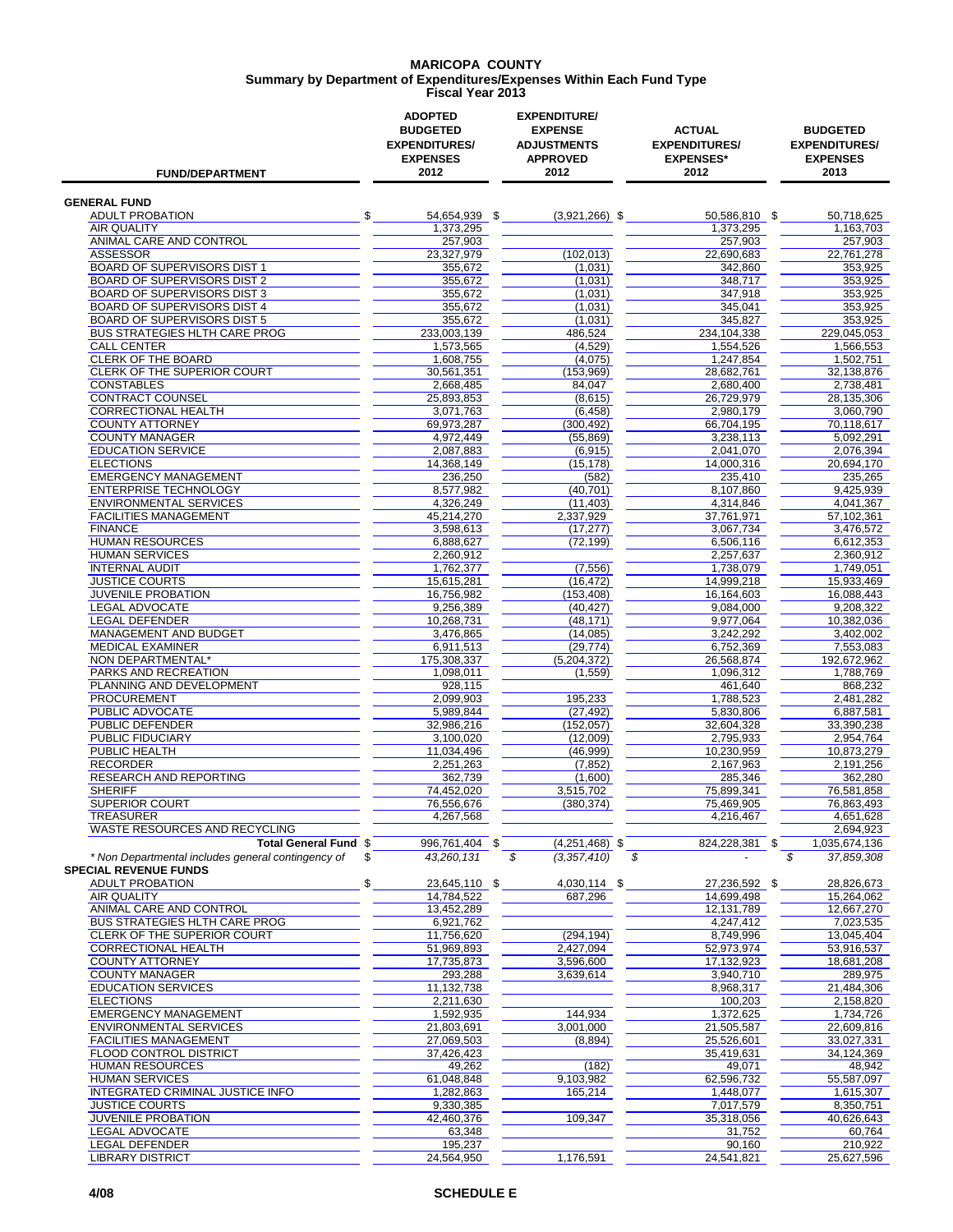# MARICOPA COUNTY
## Summary by Department of Expenditures/Expenses Within Each Fund Type
### Fiscal Year 2013

| FUND/DEPARTMENT | ADOPTED BUDGETED EXPENDITURES/ EXPENSES 2012 | EXPENDITURE/ EXPENSE ADJUSTMENTS APPROVED 2012 | ACTUAL EXPENDITURES/ EXPENSES* 2012 | BUDGETED EXPENDITURES/ EXPENSES 2013 |
|---|---|---|---|---|
| **GENERAL FUND** | | | | |
| ADULT PROBATION | $ 54,654,939 | $ (3,921,266) | $ 50,586,810 | $ 50,718,625 |
| AIR QUALITY | 1,373,295 | | 1,373,295 | 1,163,703 |
| ANIMAL CARE AND CONTROL | 257,903 | | 257,903 | 257,903 |
| ASSESSOR | 23,327,979 | (102,013) | 22,690,683 | 22,761,278 |
| BOARD OF SUPERVISORS DIST 1 | 355,672 | (1,031) | 342,860 | 353,925 |
| BOARD OF SUPERVISORS DIST 2 | 355,672 | (1,031) | 348,717 | 353,925 |
| BOARD OF SUPERVISORS DIST 3 | 355,672 | (1,031) | 347,918 | 353,925 |
| BOARD OF SUPERVISORS DIST 4 | 355,672 | (1,031) | 345,041 | 353,925 |
| BOARD OF SUPERVISORS DIST 5 | 355,672 | (1,031) | 345,827 | 353,925 |
| BUS STRATEGIES HLTH CARE PROG | 233,003,139 | 486,524 | 234,104,338 | 229,045,053 |
| CALL CENTER | 1,573,565 | (4,529) | 1,554,526 | 1,566,553 |
| CLERK OF THE BOARD | 1,608,755 | (4,075) | 1,247,854 | 1,502,751 |
| CLERK OF THE SUPERIOR COURT | 30,561,351 | (153,969) | 28,682,761 | 32,138,876 |
| CONSTABLES | 2,668,485 | 84,047 | 2,680,400 | 2,738,481 |
| CONTRACT COUNSEL | 25,893,853 | (8,615) | 26,729,979 | 28,135,306 |
| CORRECTIONAL HEALTH | 3,071,763 | (6,458) | 2,980,179 | 3,060,790 |
| COUNTY ATTORNEY | 69,973,287 | (300,492) | 66,704,195 | 70,118,617 |
| COUNTY MANAGER | 4,972,449 | (55,869) | 3,238,113 | 5,092,291 |
| EDUCATION SERVICE | 2,087,883 | (6,915) | 2,041,070 | 2,076,394 |
| ELECTIONS | 14,368,149 | (15,178) | 14,000,316 | 20,694,170 |
| EMERGENCY MANAGEMENT | 236,250 | (582) | 235,410 | 235,265 |
| ENTERPRISE TECHNOLOGY | 8,577,982 | (40,701) | 8,107,860 | 9,425,939 |
| ENVIRONMENTAL SERVICES | 4,326,249 | (11,403) | 4,314,846 | 4,041,367 |
| FACILITIES MANAGEMENT | 45,214,270 | 2,337,929 | 37,761,971 | 57,102,361 |
| FINANCE | 3,598,613 | (17,277) | 3,067,734 | 3,476,572 |
| HUMAN RESOURCES | 6,888,627 | (72,199) | 6,506,116 | 6,612,353 |
| HUMAN SERVICES | 2,260,912 | | 2,257,637 | 2,360,912 |
| INTERNAL AUDIT | 1,762,377 | (7,556) | 1,738,079 | 1,749,051 |
| JUSTICE COURTS | 15,615,281 | (16,472) | 14,999,218 | 15,933,469 |
| JUVENILE PROBATION | 16,756,982 | (153,408) | 16,164,603 | 16,088,443 |
| LEGAL ADVOCATE | 9,256,389 | (40,427) | 9,084,000 | 9,208,322 |
| LEGAL DEFENDER | 10,268,731 | (48,171) | 9,977,064 | 10,382,036 |
| MANAGEMENT AND BUDGET | 3,476,865 | (14,085) | 3,242,292 | 3,402,002 |
| MEDICAL EXAMINER | 6,911,513 | (29,774) | 6,752,369 | 7,553,083 |
| NON DEPARTMENTAL* | 175,308,337 | (5,204,372) | 26,568,874 | 192,672,962 |
| PARKS AND RECREATION | 1,098,011 | (1,559) | 1,096,312 | 1,788,769 |
| PLANNING AND DEVELOPMENT | 928,115 | | 461,640 | 868,232 |
| PROCUREMENT | 2,099,903 | 195,233 | 1,788,523 | 2,481,282 |
| PUBLIC ADVOCATE | 5,989,844 | (27,492) | 5,830,806 | 6,887,581 |
| PUBLIC DEFENDER | 32,986,216 | (152,057) | 32,604,328 | 33,390,238 |
| PUBLIC FIDUCIARY | 3,100,020 | (12,009) | 2,795,933 | 2,954,764 |
| PUBLIC HEALTH | 11,034,496 | (46,999) | 10,230,959 | 10,873,279 |
| RECORDER | 2,251,263 | (7,852) | 2,167,963 | 2,191,256 |
| RESEARCH AND REPORTING | 362,739 | (1,600) | 285,346 | 362,280 |
| SHERIFF | 74,452,020 | 3,515,702 | 75,899,341 | 76,581,858 |
| SUPERIOR COURT | 76,556,676 | (380,374) | 75,469,905 | 76,863,493 |
| TREASURER | 4,267,568 | | 4,216,467 | 4,651,628 |
| WASTE RESOURCES AND RECYCLING | | | | 2,694,923 |
| **Total General Fund** | $ 996,761,404 | $ (4,251,468) | $ 824,228,381 | $ 1,035,674,136 |
| *\* Non Departmental includes general contingency of* | *$ 43,260,131* | *$ (3,357,410)* | *$ -* | *$ 37,859,308* |
| **SPECIAL REVENUE FUNDS** | | | | |
| ADULT PROBATION | $ 23,645,110 | $ 4,030,114 | $ 27,236,592 | $ 28,826,673 |
| AIR QUALITY | 14,784,522 | 687,296 | 14,699,498 | 15,264,062 |
| ANIMAL CARE AND CONTROL | 13,452,289 | | 12,131,789 | 12,667,270 |
| BUS STRATEGIES HLTH CARE PROG | 6,921,762 | | 4,247,412 | 7,023,535 |
| CLERK OF THE SUPERIOR COURT | 11,756,620 | (294,194) | 8,749,996 | 13,045,404 |
| CORRECTIONAL HEALTH | 51,969,893 | 2,427,094 | 52,973,974 | 53,916,537 |
| COUNTY ATTORNEY | 17,735,873 | 3,596,600 | 17,132,923 | 18,681,208 |
| COUNTY MANAGER | 293,288 | 3,639,614 | 3,940,710 | 289,975 |
| EDUCATION SERVICES | 11,132,738 | | 8,968,317 | 21,484,306 |
| ELECTIONS | 2,211,630 | | 100,203 | 2,158,820 |
| EMERGENCY MANAGEMENT | 1,592,935 | 144,934 | 1,372,625 | 1,734,726 |
| ENVIRONMENTAL SERVICES | 21,803,691 | 3,001,000 | 21,505,587 | 22,609,816 |
| FACILITIES MANAGEMENT | 27,069,503 | (8,894) | 25,526,601 | 33,027,331 |
| FLOOD CONTROL DISTRICT | 37,426,423 | | 35,419,631 | 34,124,369 |
| HUMAN RESOURCES | 49,262 | (182) | 49,071 | 48,942 |
| HUMAN SERVICES | 61,048,848 | 9,103,982 | 62,596,732 | 55,587,097 |
| INTEGRATED CRIMINAL JUSTICE INFO | 1,282,863 | 165,214 | 1,448,077 | 1,615,307 |
| JUSTICE COURTS | 9,330,385 | | 7,017,579 | 8,350,751 |
| JUVENILE PROBATION | 42,460,376 | 109,347 | 35,318,056 | 40,626,643 |
| LEGAL ADVOCATE | 63,348 | | 31,752 | 60,764 |
| LEGAL DEFENDER | 195,237 | | 90,160 | 210,922 |
| LIBRARY DISTRICT | 24,564,950 | 1,176,591 | 24,541,821 | 25,627,596 |

4/08 SCHEDULE E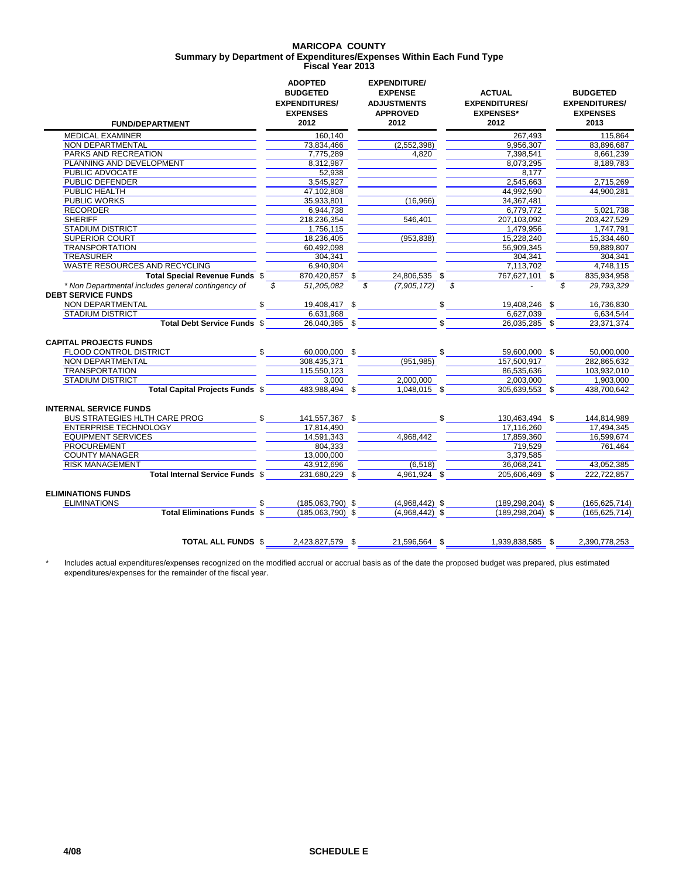# MARICOPA COUNTY
## Summary by Department of Expenditures/Expenses Within Each Fund Type
### Fiscal Year 2013

| FUND/DEPARTMENT | ADOPTED BUDGETED EXPENDITURES/ EXPENSES 2012 | EXPENDITURE/ EXPENSE ADJUSTMENTS APPROVED 2012 | ACTUAL EXPENDITURES/ EXPENSES* 2012 | BUDGETED EXPENDITURES/ EXPENSES 2013 |
|---|---|---|---|---|
| MEDICAL EXAMINER | 160,140 | | 267,493 | 115,864 |
| NON DEPARTMENTAL | 73,834,466 | (2,552,398) | 9,956,307 | 83,896,687 |
| PARKS AND RECREATION | 7,775,289 | 4,820 | 7,398,541 | 8,661,239 |
| PLANNING AND DEVELOPMENT | 8,312,987 | | 8,073,295 | 8,189,783 |
| PUBLIC ADVOCATE | 52,938 | | 8,177 | |
| PUBLIC DEFENDER | 3,545,927 | | 2,545,663 | 2,715,269 |
| PUBLIC HEALTH | 47,102,808 | | 44,992,590 | 44,900,281 |
| PUBLIC WORKS | 35,933,801 | (16,966) | 34,367,481 | |
| RECORDER | 6,944,738 | | 6,779,772 | 5,021,738 |
| SHERIFF | 218,236,354 | 546,401 | 207,103,092 | 203,427,529 |
| STADIUM DISTRICT | 1,756,115 | | 1,479,956 | 1,747,791 |
| SUPERIOR COURT | 18,236,405 | (953,838) | 15,228,240 | 15,334,460 |
| TRANSPORTATION | 60,492,098 | | 56,909,345 | 59,889,807 |
| TREASURER | 304,341 | | 304,341 | 304,341 |
| WASTE RESOURCES AND RECYCLING | 6,940,904 | | 7,113,702 | 4,748,115 |
| **Total Special Revenue Funds** | $ 870,420,857 | $ 24,806,535 | $ 767,627,101 | $ 835,934,958 |
| *\* Non Departmental includes general contingency of* | *$ 51,205,082* | *$ (7,905,172)* | *$ -* | *$ 29,793,329* |
| **DEBT SERVICE FUNDS** | | | | |
| NON DEPARTMENTAL | $ 19,408,417 | $ | $ 19,408,246 | $ 16,736,830 |
| STADIUM DISTRICT | 6,631,968 | | 6,627,039 | 6,634,544 |
| **Total Debt Service Funds** | $ 26,040,385 | $ | $ 26,035,285 | $ 23,371,374 |
| **CAPITAL PROJECTS FUNDS** | | | | |
| FLOOD CONTROL DISTRICT | $ 60,000,000 | $ | $ 59,600,000 | $ 50,000,000 |
| NON DEPARTMENTAL | 308,435,371 | (951,985) | 157,500,917 | 282,865,632 |
| TRANSPORTATION | 115,550,123 | | 86,535,636 | 103,932,010 |
| STADIUM DISTRICT | 3,000 | 2,000,000 | 2,003,000 | 1,903,000 |
| **Total Capital Projects Funds** | $ 483,988,494 | $ 1,048,015 | $ 305,639,553 | $ 438,700,642 |
| **INTERNAL SERVICE FUNDS** | | | | |
| BUS STRATEGIES HLTH CARE PROG | $ 141,557,367 | $ | $ 130,463,494 | $ 144,814,989 |
| ENTERPRISE TECHNOLOGY | 17,814,490 | | 17,116,260 | 17,494,345 |
| EQUIPMENT SERVICES | 14,591,343 | 4,968,442 | 17,859,360 | 16,599,674 |
| PROCUREMENT | 804,333 | | 719,529 | 761,464 |
| COUNTY MANAGER | 13,000,000 | | 3,379,585 | |
| RISK MANAGEMENT | 43,912,696 | (6,518) | 36,068,241 | 43,052,385 |
| **Total Internal Service Funds** | $ 231,680,229 | $ 4,961,924 | $ 205,606,469 | $ 222,722,857 |
| **ELIMINATIONS FUNDS** | | | | |
| ELIMINATIONS | $ (185,063,790) | $ (4,968,442) | $ (189,298,204) | $ (165,625,714) |
| **Total Eliminations Funds** | $ (185,063,790) | $ (4,968,442) | $ (189,298,204) | $ (165,625,714) |
| **TOTAL ALL FUNDS** | $ 2,423,827,579 | $ 21,596,564 | $ 1,939,838,585 | $ 2,390,778,253 |

\* Includes actual expenditures/expenses recognized on the modified accrual or accrual basis as of the date the proposed budget was prepared, plus estimated expenditures/expenses for the remainder of the fiscal year.

4/08 SCHEDULE E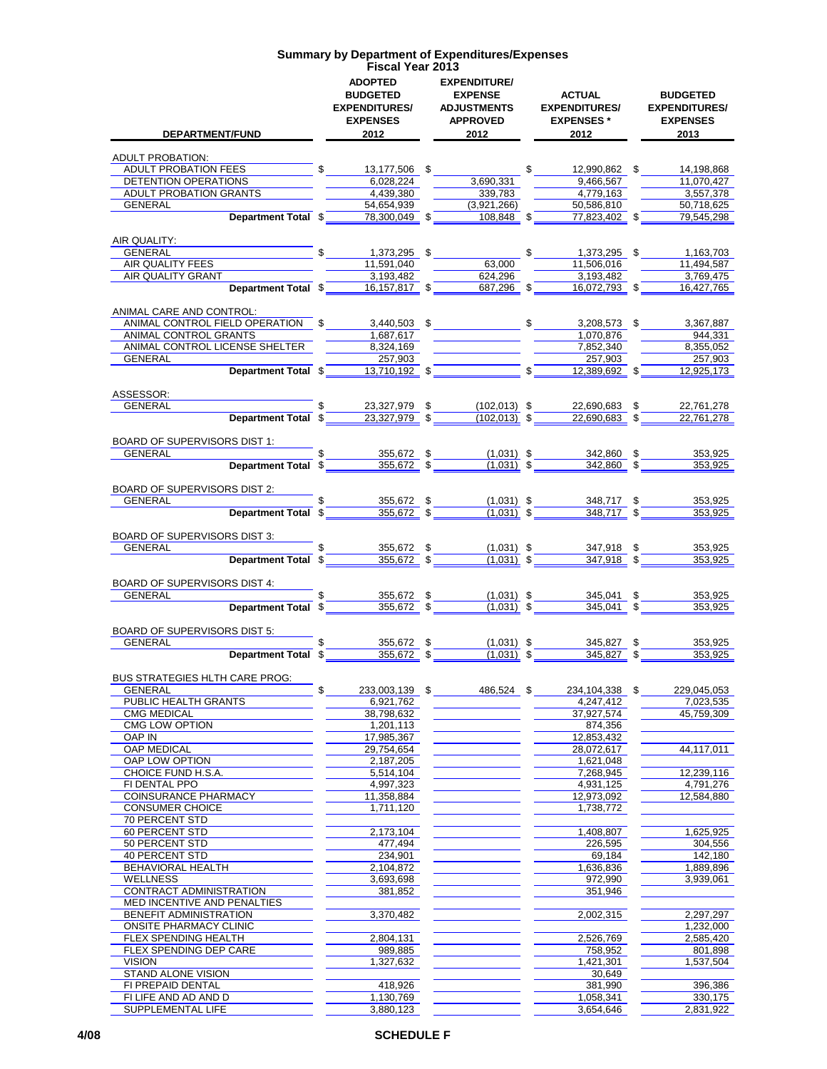# Summary by Department of Expenditures/Expenses
## Fiscal Year 2013

| DEPARTMENT/FUND | ADOPTED BUDGETED EXPENDITURES/ EXPENSES 2012 | EXPENDITURE/ EXPENSE ADJUSTMENTS APPROVED 2012 | ACTUAL EXPENDITURES/ EXPENSES * 2012 | BUDGETED EXPENDITURES/ EXPENSES 2013 |
|---|---|---|---|---|
| **ADULT PROBATION:** | | | | |
| ADULT PROBATION FEES | $ 13,177,506 | $ | $ 12,990,862 | $ 14,198,868 |
| DETENTION OPERATIONS | 6,028,224 | 3,690,331 | 9,466,567 | 11,070,427 |
| ADULT PROBATION GRANTS | 4,439,380 | 339,783 | 4,779,163 | 3,557,378 |
| GENERAL | 54,654,939 | (3,921,266) | 50,586,810 | 50,718,625 |
| **Department Total** | $ 78,300,049 | $ 108,848 | $ 77,823,402 | $ 79,545,298 |
| **AIR QUALITY:** | | | | |
| GENERAL | $ 1,373,295 | $ | $ 1,373,295 | $ 1,163,703 |
| AIR QUALITY FEES | 11,591,040 | 63,000 | 11,506,016 | 11,494,587 |
| AIR QUALITY GRANT | 3,193,482 | 624,296 | 3,193,482 | 3,769,475 |
| **Department Total** | $ 16,157,817 | $ 687,296 | $ 16,072,793 | $ 16,427,765 |
| **ANIMAL CARE AND CONTROL:** | | | | |
| ANIMAL CONTROL FIELD OPERATION | $ 3,440,503 | $ | $ 3,208,573 | $ 3,367,887 |
| ANIMAL CONTROL GRANTS | 1,687,617 | | 1,070,876 | 944,331 |
| ANIMAL CONTROL LICENSE SHELTER | 8,324,169 | | 7,852,340 | 8,355,052 |
| GENERAL | 257,903 | | 257,903 | 257,903 |
| **Department Total** | $ 13,710,192 | $ | $ 12,389,692 | $ 12,925,173 |
| **ASSESSOR:** | | | | |
| GENERAL | $ 23,327,979 | $ (102,013) | $ 22,690,683 | $ 22,761,278 |
| **Department Total** | $ 23,327,979 | $ (102,013) | $ 22,690,683 | $ 22,761,278 |
| **BOARD OF SUPERVISORS DIST 1:** | | | | |
| GENERAL | $ 355,672 | $ (1,031) | $ 342,860 | $ 353,925 |
| **Department Total** | $ 355,672 | $ (1,031) | $ 342,860 | $ 353,925 |
| **BOARD OF SUPERVISORS DIST 2:** | | | | |
| GENERAL | $ 355,672 | $ (1,031) | $ 348,717 | $ 353,925 |
| **Department Total** | $ 355,672 | $ (1,031) | $ 348,717 | $ 353,925 |
| **BOARD OF SUPERVISORS DIST 3:** | | | | |
| GENERAL | $ 355,672 | $ (1,031) | $ 347,918 | $ 353,925 |
| **Department Total** | $ 355,672 | $ (1,031) | $ 347,918 | $ 353,925 |
| **BOARD OF SUPERVISORS DIST 4:** | | | | |
| GENERAL | $ 355,672 | $ (1,031) | $ 345,041 | $ 353,925 |
| **Department Total** | $ 355,672 | $ (1,031) | $ 345,041 | $ 353,925 |
| **BOARD OF SUPERVISORS DIST 5:** | | | | |
| GENERAL | $ 355,672 | $ (1,031) | $ 345,827 | $ 353,925 |
| **Department Total** | $ 355,672 | $ (1,031) | $ 345,827 | $ 353,925 |
| **BUS STRATEGIES HLTH CARE PROG:** | | | | |
| GENERAL | $ 233,003,139 | $ 486,524 | $ 234,104,338 | $ 229,045,053 |
| PUBLIC HEALTH GRANTS | 6,921,762 | | 4,247,412 | 7,023,535 |
| CMG MEDICAL | 38,798,632 | | 37,927,574 | 45,759,309 |
| CMG LOW OPTION | 1,201,113 | | 874,356 | |
| OAP IN | 17,985,367 | | 12,853,432 | |
| OAP MEDICAL | 29,754,654 | | 28,072,617 | 44,117,011 |
| OAP LOW OPTION | 2,187,205 | | 1,621,048 | |
| CHOICE FUND H.S.A. | 5,514,104 | | 7,268,945 | 12,239,116 |
| FI DENTAL PPO | 4,997,323 | | 4,931,125 | 4,791,276 |
| COINSURANCE PHARMACY | 11,358,884 | | 12,973,092 | 12,584,880 |
| CONSUMER CHOICE | 1,711,120 | | 1,738,772 | |
| 70 PERCENT STD | | | | |
| 60 PERCENT STD | 2,173,104 | | 1,408,807 | 1,625,925 |
| 50 PERCENT STD | 477,494 | | 226,595 | 304,556 |
| 40 PERCENT STD | 234,901 | | 69,184 | 142,180 |
| BEHAVIORAL HEALTH | 2,104,872 | | 1,636,836 | 1,889,896 |
| WELLNESS | 3,693,698 | | 972,990 | 3,939,061 |
| CONTRACT ADMINISTRATION | 381,852 | | 351,946 | |
| MED INCENTIVE AND PENALTIES | | | | |
| BENEFIT ADMINISTRATION | 3,370,482 | | 2,002,315 | 2,297,297 |
| ONSITE PHARMACY CLINIC | | | | 1,232,000 |
| FLEX SPENDING HEALTH | 2,804,131 | | 2,526,769 | 2,585,420 |
| FLEX SPENDING DEP CARE | 989,885 | | 758,952 | 801,898 |
| VISION | 1,327,632 | | 1,421,301 | 1,537,504 |
| STAND ALONE VISION | | | 30,649 | |
| FI PREPAID DENTAL | 418,926 | | 381,990 | 396,386 |
| FI LIFE AND AD AND D | 1,130,769 | | 1,058,341 | 330,175 |
| SUPPLEMENTAL LIFE | 3,880,123 | | 3,654,646 | 2,831,922 |

4/08 SCHEDULE F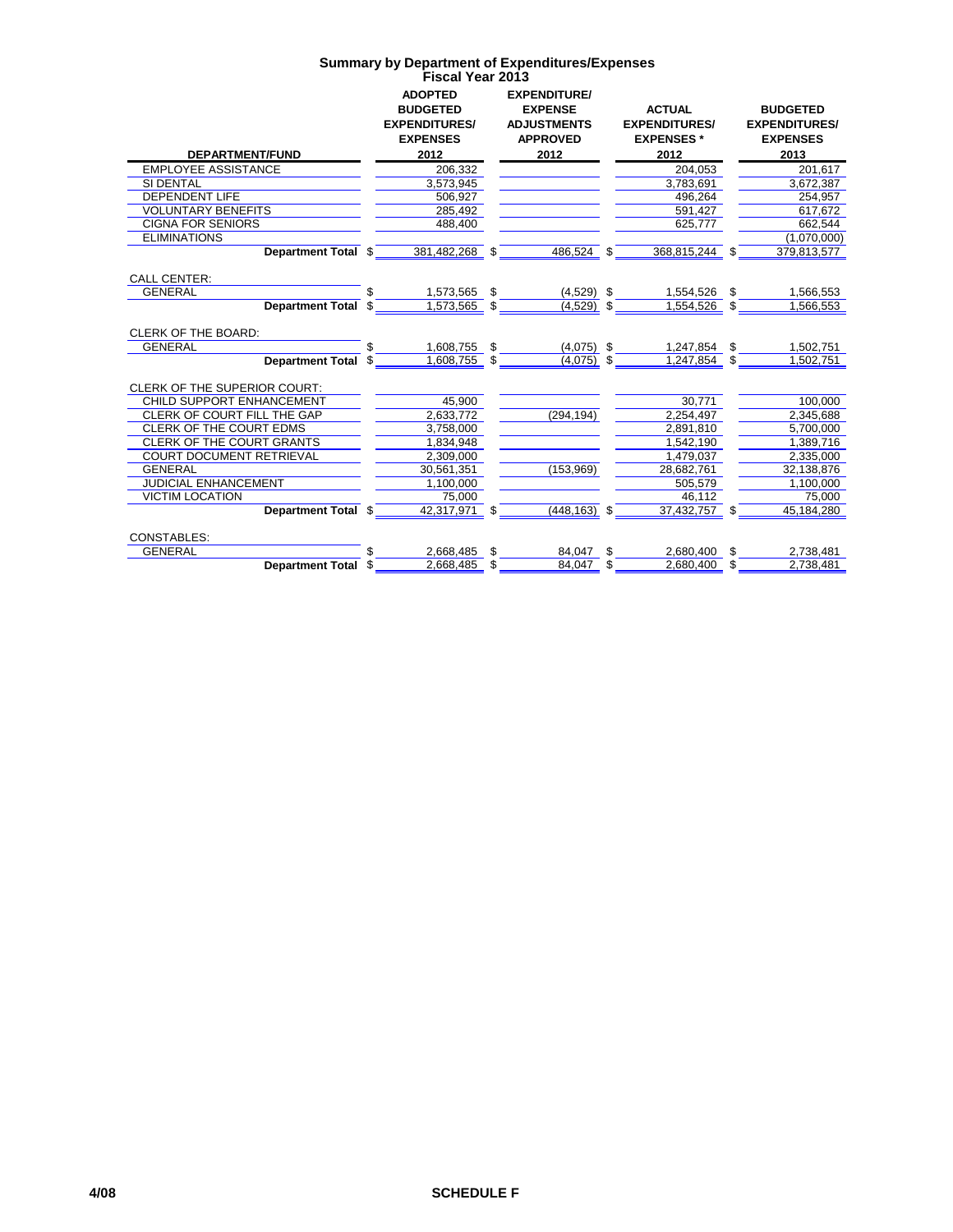# Summary by Department of Expenditures/Expenses
## Fiscal Year 2013

| DEPARTMENT/FUND | ADOPTED BUDGETED EXPENDITURES/ EXPENSES 2012 | EXPENDITURE/ EXPENSE ADJUSTMENTS APPROVED 2012 | ACTUAL EXPENDITURES/ EXPENSES * 2012 | BUDGETED EXPENDITURES/ EXPENSES 2013 |
|---|---|---|---|---|
| EMPLOYEE ASSISTANCE | 206,332 | | 204,053 | 201,617 |
| SI DENTAL | 3,573,945 | | 3,783,691 | 3,672,387 |
| DEPENDENT LIFE | 506,927 | | 496,264 | 254,957 |
| VOLUNTARY BENEFITS | 285,492 | | 591,427 | 617,672 |
| CIGNA FOR SENIORS | 488,400 | | 625,777 | 662,544 |
| ELIMINATIONS | | | | (1,070,000) |
| **Department Total** | $ 381,482,268 | $ 486,524 | $ 368,815,244 | $ 379,813,577 |
| | | | | |
| CALL CENTER: | | | | |
| GENERAL | $ 1,573,565 | $ (4,529) | $ 1,554,526 | $ 1,566,553 |
| **Department Total** | $ 1,573,565 | $ (4,529) | $ 1,554,526 | $ 1,566,553 |
| | | | | |
| CLERK OF THE BOARD: | | | | |
| GENERAL | $ 1,608,755 | $ (4,075) | $ 1,247,854 | $ 1,502,751 |
| **Department Total** | $ 1,608,755 | $ (4,075) | $ 1,247,854 | $ 1,502,751 |
| | | | | |
| CLERK OF THE SUPERIOR COURT: | | | | |
| CHILD SUPPORT ENHANCEMENT | 45,900 | | 30,771 | 100,000 |
| CLERK OF COURT FILL THE GAP | 2,633,772 | (294,194) | 2,254,497 | 2,345,688 |
| CLERK OF THE COURT EDMS | 3,758,000 | | 2,891,810 | 5,700,000 |
| CLERK OF THE COURT GRANTS | 1,834,948 | | 1,542,190 | 1,389,716 |
| COURT DOCUMENT RETRIEVAL | 2,309,000 | | 1,479,037 | 2,335,000 |
| GENERAL | 30,561,351 | (153,969) | 28,682,761 | 32,138,876 |
| JUDICIAL ENHANCEMENT | 1,100,000 | | 505,579 | 1,100,000 |
| VICTIM LOCATION | 75,000 | | 46,112 | 75,000 |
| **Department Total** | $ 42,317,971 | $ (448,163) | $ 37,432,757 | $ 45,184,280 |
| | | | | |
| CONSTABLES: | | | | |
| GENERAL | $ 2,668,485 | $ 84,047 | $ 2,680,400 | $ 2,738,481 |
| **Department Total** | $ 2,668,485 | $ 84,047 | $ 2,680,400 | $ 2,738,481 |

4/08 **SCHEDULE F**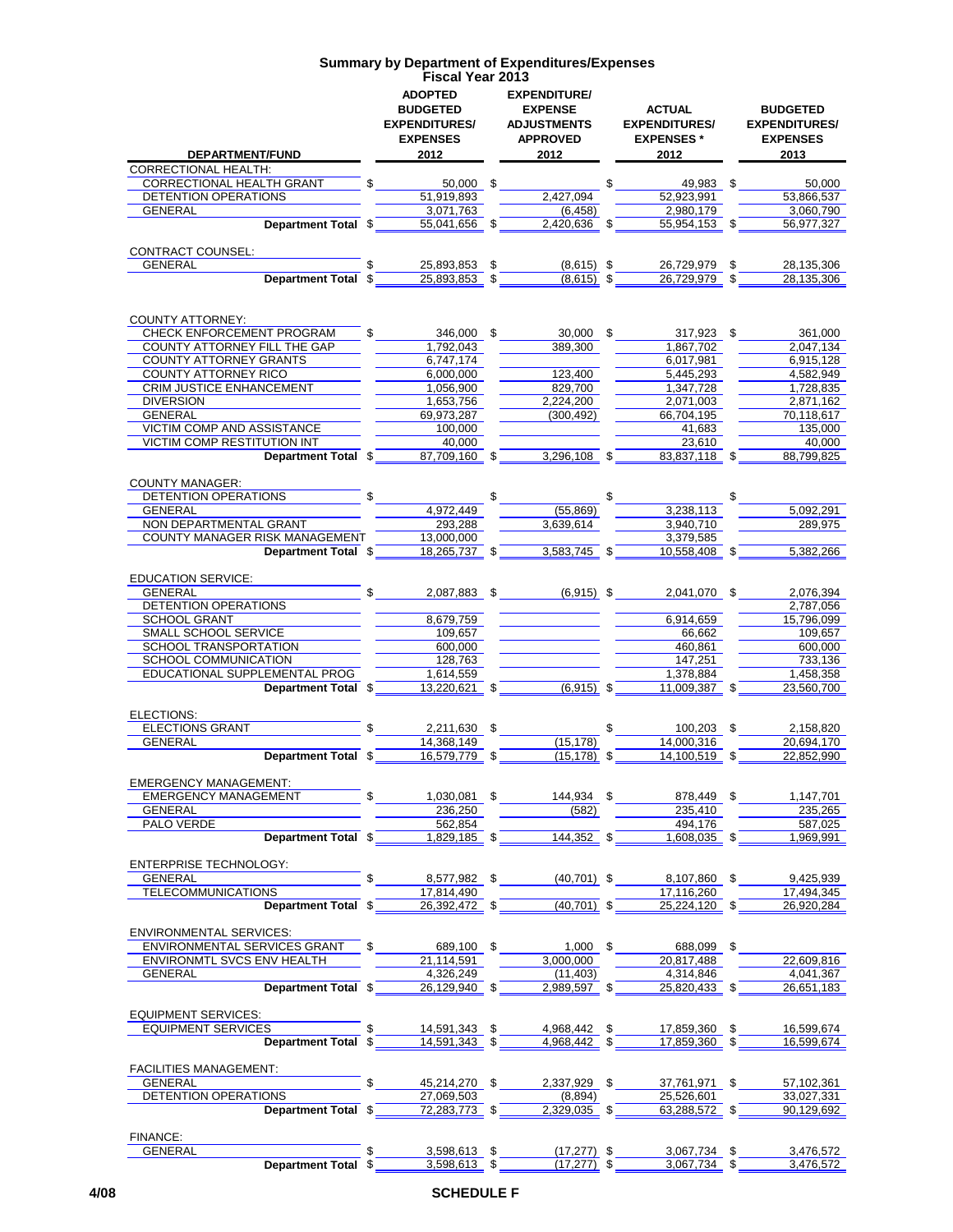# Summary by Department of Expenditures/Expenses
## Fiscal Year 2013

| DEPARTMENT/FUND | ADOPTED BUDGETED EXPENDITURES/ EXPENSES 2012 | EXPENDITURE/ EXPENSE ADJUSTMENTS APPROVED 2012 | ACTUAL EXPENDITURES/ EXPENSES * 2012 | BUDGETED EXPENDITURES/ EXPENSES 2013 |
|---|---|---|---|---|
| CORRECTIONAL HEALTH: | | | | |
| CORRECTIONAL HEALTH GRANT | $ 50,000 | $ | $ 49,983 | $ 50,000 |
| DETENTION OPERATIONS | 51,919,893 | 2,427,094 | 52,923,991 | 53,866,537 |
| GENERAL | 3,071,763 | (6,458) | 2,980,179 | 3,060,790 |
| **Department Total** | $ 55,041,656 | $ 2,420,636 | $ 55,954,153 | $ 56,977,327 |
| CONTRACT COUNSEL: | | | | |
| GENERAL | $ 25,893,853 | $ (8,615) | $ 26,729,979 | $ 28,135,306 |
| **Department Total** | $ 25,893,853 | $ (8,615) | $ 26,729,979 | $ 28,135,306 |
| COUNTY ATTORNEY: | | | | |
| CHECK ENFORCEMENT PROGRAM | $ 346,000 | $ 30,000 | $ 317,923 | $ 361,000 |
| COUNTY ATTORNEY FILL THE GAP | 1,792,043 | 389,300 | 1,867,702 | 2,047,134 |
| COUNTY ATTORNEY GRANTS | 6,747,174 | | 6,017,981 | 6,915,128 |
| COUNTY ATTORNEY RICO | 6,000,000 | 123,400 | 5,445,293 | 4,582,949 |
| CRIM JUSTICE ENHANCEMENT | 1,056,900 | 829,700 | 1,347,728 | 1,728,835 |
| DIVERSION | 1,653,756 | 2,224,200 | 2,071,003 | 2,871,162 |
| GENERAL | 69,973,287 | (300,492) | 66,704,195 | 70,118,617 |
| VICTIM COMP AND ASSISTANCE | 100,000 | | 41,683 | 135,000 |
| VICTIM COMP RESTITUTION INT | 40,000 | | 23,610 | 40,000 |
| **Department Total** | $ 87,709,160 | $ 3,296,108 | $ 83,837,118 | $ 88,799,825 |
| COUNTY MANAGER: | | | | |
| DETENTION OPERATIONS | $ | $ | $ | $ |
| GENERAL | 4,972,449 | (55,869) | 3,238,113 | 5,092,291 |
| NON DEPARTMENTAL GRANT | 293,288 | 3,639,614 | 3,940,710 | 289,975 |
| COUNTY MANAGER RISK MANAGEMENT | 13,000,000 | | 3,379,585 | |
| **Department Total** | $ 18,265,737 | $ 3,583,745 | $ 10,558,408 | $ 5,382,266 |
| EDUCATION SERVICE: | | | | |
| GENERAL | $ 2,087,883 | $ (6,915) | $ 2,041,070 | $ 2,076,394 |
| DETENTION OPERATIONS | | | | 2,787,056 |
| SCHOOL GRANT | 8,679,759 | | 6,914,659 | 15,796,099 |
| SMALL SCHOOL SERVICE | 109,657 | | 66,662 | 109,657 |
| SCHOOL TRANSPORTATION | 600,000 | | 460,861 | 600,000 |
| SCHOOL COMMUNICATION | 128,763 | | 147,251 | 733,136 |
| EDUCATIONAL SUPPLEMENTAL PROG | 1,614,559 | | 1,378,884 | 1,458,358 |
| **Department Total** | $ 13,220,621 | $ (6,915) | $ 11,009,387 | $ 23,560,700 |
| ELECTIONS: | | | | |
| ELECTIONS GRANT | $ 2,211,630 | $ | $ 100,203 | $ 2,158,820 |
| GENERAL | 14,368,149 | (15,178) | 14,000,316 | 20,694,170 |
| **Department Total** | $ 16,579,779 | $ (15,178) | $ 14,100,519 | $ 22,852,990 |
| EMERGENCY MANAGEMENT: | | | | |
| EMERGENCY MANAGEMENT | $ 1,030,081 | $ 144,934 | $ 878,449 | $ 1,147,701 |
| GENERAL | 236,250 | (582) | 235,410 | 235,265 |
| PALO VERDE | 562,854 | | 494,176 | 587,025 |
| **Department Total** | $ 1,829,185 | $ 144,352 | $ 1,608,035 | $ 1,969,991 |
| ENTERPRISE TECHNOLOGY: | | | | |
| GENERAL | $ 8,577,982 | $ (40,701) | $ 8,107,860 | $ 9,425,939 |
| TELECOMMUNICATIONS | 17,814,490 | | 17,116,260 | 17,494,345 |
| **Department Total** | $ 26,392,472 | $ (40,701) | $ 25,224,120 | $ 26,920,284 |
| ENVIRONMENTAL SERVICES: | | | | |
| ENVIRONMENTAL SERVICES GRANT | $ 689,100 | $ 1,000 | $ 688,099 | $ |
| ENVIRONMTL SVCS ENV HEALTH | 21,114,591 | 3,000,000 | 20,817,488 | 22,609,816 |
| GENERAL | 4,326,249 | (11,403) | 4,314,846 | 4,041,367 |
| **Department Total** | $ 26,129,940 | $ 2,989,597 | $ 25,820,433 | $ 26,651,183 |
| EQUIPMENT SERVICES: | | | | |
| EQUIPMENT SERVICES | $ 14,591,343 | $ 4,968,442 | $ 17,859,360 | $ 16,599,674 |
| **Department Total** | $ 14,591,343 | $ 4,968,442 | $ 17,859,360 | $ 16,599,674 |
| FACILITIES MANAGEMENT: | | | | |
| GENERAL | $ 45,214,270 | $ 2,337,929 | $ 37,761,971 | $ 57,102,361 |
| DETENTION OPERATIONS | 27,069,503 | (8,894) | 25,526,601 | 33,027,331 |
| **Department Total** | $ 72,283,773 | $ 2,329,035 | $ 63,288,572 | $ 90,129,692 |
| FINANCE: | | | | |
| GENERAL | $ 3,598,613 | $ (17,277) | $ 3,067,734 | $ 3,476,572 |
| **Department Total** | $ 3,598,613 | $ (17,277) | $ 3,067,734 | $ 3,476,572 |

4/08

SCHEDULE F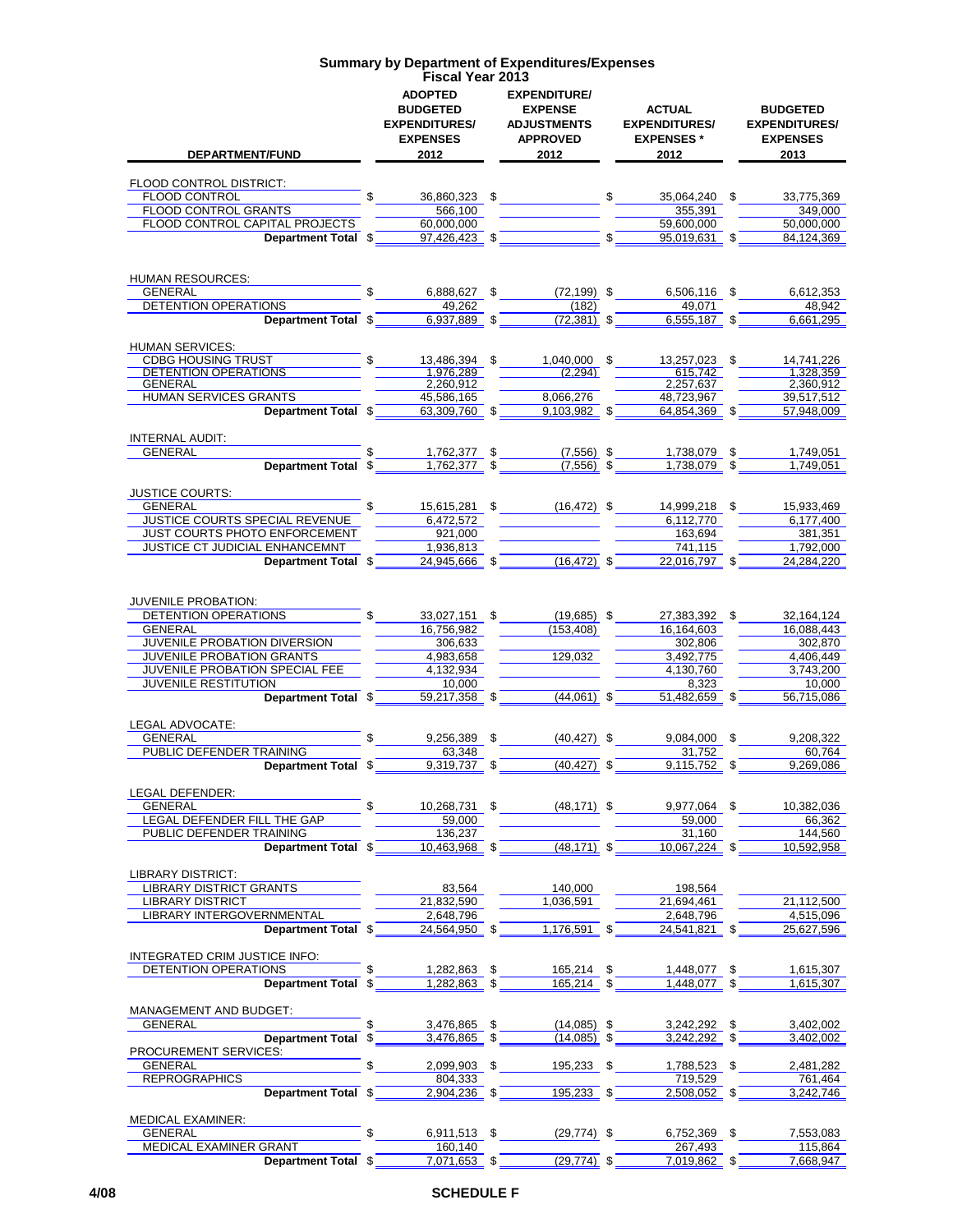# Summary by Department of Expenditures/Expenses
## Fiscal Year 2013

| DEPARTMENT/FUND | ADOPTED BUDGETED EXPENDITURES/ EXPENSES 2012 | EXPENDITURE/ EXPENSE ADJUSTMENTS APPROVED 2012 | ACTUAL EXPENDITURES/ EXPENSES * 2012 | BUDGETED EXPENDITURES/ EXPENSES 2013 |
|---|---|---|---|---|
| FLOOD CONTROL DISTRICT: | | | | |
| FLOOD CONTROL | $ 36,860,323 | $ | $ 35,064,240 | $ 33,775,369 |
| FLOOD CONTROL GRANTS | 566,100 | | 355,391 | 349,000 |
| FLOOD CONTROL CAPITAL PROJECTS | 60,000,000 | | 59,600,000 | 50,000,000 |
| **Department Total** | $ 97,426,423 | $ | $ 95,019,631 | $ 84,124,369 |
| HUMAN RESOURCES: | | | | |
| GENERAL | $ 6,888,627 | $ (72,199) | $ 6,506,116 | $ 6,612,353 |
| DETENTION OPERATIONS | 49,262 | (182) | 49,071 | 48,942 |
| **Department Total** | $ 6,937,889 | $ (72,381) | $ 6,555,187 | $ 6,661,295 |
| HUMAN SERVICES: | | | | |
| CDBG HOUSING TRUST | $ 13,486,394 | $ 1,040,000 | $ 13,257,023 | $ 14,741,226 |
| DETENTION OPERATIONS | 1,976,289 | (2,294) | 615,742 | 1,328,359 |
| GENERAL | 2,260,912 | | 2,257,637 | 2,360,912 |
| HUMAN SERVICES GRANTS | 45,586,165 | 8,066,276 | 48,723,967 | 39,517,512 |
| **Department Total** | $ 63,309,760 | $ 9,103,982 | $ 64,854,369 | $ 57,948,009 |
| INTERNAL AUDIT: | | | | |
| GENERAL | $ 1,762,377 | $ (7,556) | $ 1,738,079 | $ 1,749,051 |
| **Department Total** | $ 1,762,377 | $ (7,556) | $ 1,738,079 | $ 1,749,051 |
| JUSTICE COURTS: | | | | |
| GENERAL | $ 15,615,281 | $ (16,472) | $ 14,999,218 | $ 15,933,469 |
| JUSTICE COURTS SPECIAL REVENUE | 6,472,572 | | 6,112,770 | 6,177,400 |
| JUST COURTS PHOTO ENFORCEMENT | 921,000 | | 163,694 | 381,351 |
| JUSTICE CT JUDICIAL ENHANCEMNT | 1,936,813 | | 741,115 | 1,792,000 |
| **Department Total** | $ 24,945,666 | $ (16,472) | $ 22,016,797 | $ 24,284,220 |
| JUVENILE PROBATION: | | | | |
| DETENTION OPERATIONS | $ 33,027,151 | $ (19,685) | $ 27,383,392 | $ 32,164,124 |
| GENERAL | 16,756,982 | (153,408) | 16,164,603 | 16,088,443 |
| JUVENILE PROBATION DIVERSION | 306,633 | | 302,806 | 302,870 |
| JUVENILE PROBATION GRANTS | 4,983,658 | 129,032 | 3,492,775 | 4,406,449 |
| JUVENILE PROBATION SPECIAL FEE | 4,132,934 | | 4,130,760 | 3,743,200 |
| JUVENILE RESTITUTION | 10,000 | | 8,323 | 10,000 |
| **Department Total** | $ 59,217,358 | $ (44,061) | $ 51,482,659 | $ 56,715,086 |
| LEGAL ADVOCATE: | | | | |
| GENERAL | $ 9,256,389 | $ (40,427) | $ 9,084,000 | $ 9,208,322 |
| PUBLIC DEFENDER TRAINING | 63,348 | | 31,752 | 60,764 |
| **Department Total** | $ 9,319,737 | $ (40,427) | $ 9,115,752 | $ 9,269,086 |
| LEGAL DEFENDER: | | | | |
| GENERAL | $ 10,268,731 | $ (48,171) | $ 9,977,064 | $ 10,382,036 |
| LEGAL DEFENDER FILL THE GAP | 59,000 | | 59,000 | 66,362 |
| PUBLIC DEFENDER TRAINING | 136,237 | | 31,160 | 144,560 |
| **Department Total** | $ 10,463,968 | $ (48,171) | $ 10,067,224 | $ 10,592,958 |
| LIBRARY DISTRICT: | | | | |
| LIBRARY DISTRICT GRANTS | 83,564 | 140,000 | 198,564 | |
| LIBRARY DISTRICT | 21,832,590 | 1,036,591 | 21,694,461 | 21,112,500 |
| LIBRARY INTERGOVERNMENTAL | 2,648,796 | | 2,648,796 | 4,515,096 |
| **Department Total** | $ 24,564,950 | $ 1,176,591 | $ 24,541,821 | $ 25,627,596 |
| INTEGRATED CRIM JUSTICE INFO: | | | | |
| DETENTION OPERATIONS | $ 1,282,863 | $ 165,214 | $ 1,448,077 | $ 1,615,307 |
| **Department Total** | $ 1,282,863 | $ 165,214 | $ 1,448,077 | $ 1,615,307 |
| MANAGEMENT AND BUDGET: | | | | |
| GENERAL | $ 3,476,865 | $ (14,085) | $ 3,242,292 | $ 3,402,002 |
| **Department Total** | $ 3,476,865 | $ (14,085) | $ 3,242,292 | $ 3,402,002 |
| PROCUREMENT SERVICES: | | | | |
| GENERAL | $ 2,099,903 | $ 195,233 | $ 1,788,523 | $ 2,481,282 |
| REPROGRAPHICS | 804,333 | | 719,529 | 761,464 |
| **Department Total** | $ 2,904,236 | $ 195,233 | $ 2,508,052 | $ 3,242,746 |
| MEDICAL EXAMINER: | | | | |
| GENERAL | $ 6,911,513 | $ (29,774) | $ 6,752,369 | $ 7,553,083 |
| MEDICAL EXAMINER GRANT | 160,140 | | 267,493 | 115,864 |
| **Department Total** | $ 7,071,653 | $ (29,774) | $ 7,019,862 | $ 7,668,947 |

4/08 SCHEDULE F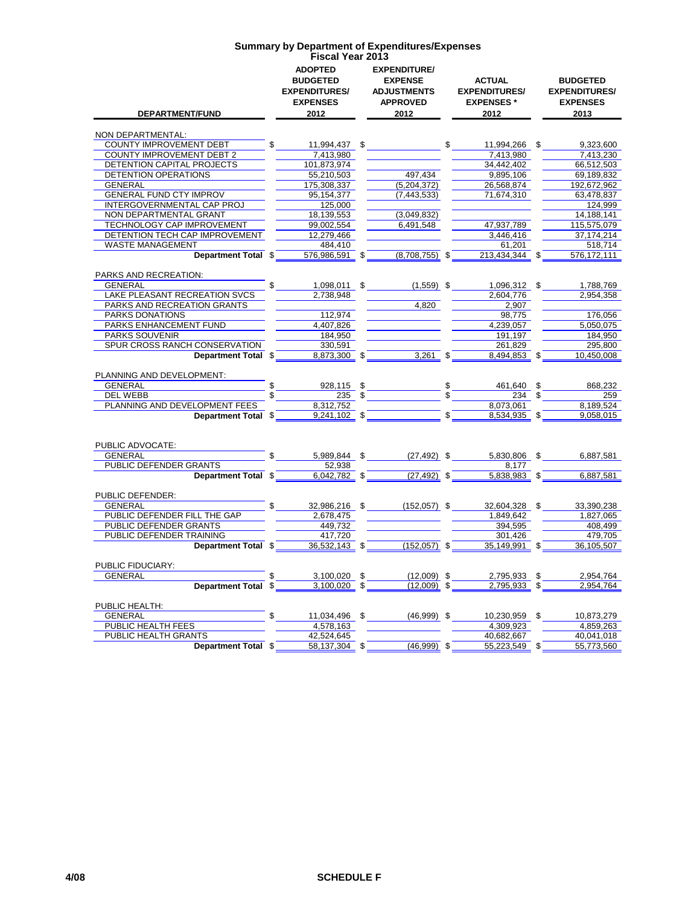# Summary by Department of Expenditures/Expenses
## Fiscal Year 2013

| DEPARTMENT/FUND | ADOPTED BUDGETED EXPENDITURES/ EXPENSES 2012 | EXPENDITURE/ EXPENSE ADJUSTMENTS APPROVED 2012 | ACTUAL EXPENDITURES/ EXPENSES * 2012 | BUDGETED EXPENDITURES/ EXPENSES 2013 |
|---|---|---|---|---|
| NON DEPARTMENTAL: | | | | |
| COUNTY IMPROVEMENT DEBT | $ 11,994,437 | $ | $ 11,994,266 | $ 9,323,600 |
| COUNTY IMPROVEMENT DEBT 2 | 7,413,980 | | 7,413,980 | 7,413,230 |
| DETENTION CAPITAL PROJECTS | 101,873,974 | | 34,442,402 | 66,512,503 |
| DETENTION OPERATIONS | 55,210,503 | 497,434 | 9,895,106 | 69,189,832 |
| GENERAL | 175,308,337 | (5,204,372) | 26,568,874 | 192,672,962 |
| GENERAL FUND CTY IMPROV | 95,154,377 | (7,443,533) | 71,674,310 | 63,478,837 |
| INTERGOVERNMENTAL CAP PROJ | 125,000 | | | 124,999 |
| NON DEPARTMENTAL GRANT | 18,139,553 | (3,049,832) | | 14,188,141 |
| TECHNOLOGY CAP IMPROVEMENT | 99,002,554 | 6,491,548 | 47,937,789 | 115,575,079 |
| DETENTION TECH CAP IMPROVEMENT | 12,279,466 | | 3,446,416 | 37,174,214 |
| WASTE MANAGEMENT | 484,410 | | 61,201 | 518,714 |
| **Department Total** | $ 576,986,591 | $ (8,708,755) | $ 213,434,344 | $ 576,172,111 |
| PARKS AND RECREATION: | | | | |
| GENERAL | $ 1,098,011 | $ (1,559) | $ 1,096,312 | $ 1,788,769 |
| LAKE PLEASANT RECREATION SVCS | 2,738,948 | | 2,604,776 | 2,954,358 |
| PARKS AND RECREATION GRANTS | | 4,820 | 2,907 | |
| PARKS DONATIONS | 112,974 | | 98,775 | 176,056 |
| PARKS ENHANCEMENT FUND | 4,407,826 | | 4,239,057 | 5,050,075 |
| PARKS SOUVENIR | 184,950 | | 191,197 | 184,950 |
| SPUR CROSS RANCH CONSERVATION | 330,591 | | 261,829 | 295,800 |
| **Department Total** | $ 8,873,300 | $ 3,261 | $ 8,494,853 | $ 10,450,008 |
| PLANNING AND DEVELOPMENT: | | | | |
| GENERAL | $ 928,115 | $ | $ 461,640 | $ 868,232 |
| DEL WEBB | $ 235 | $ | $ 234 | $ 259 |
| PLANNING AND DEVELOPMENT FEES | 8,312,752 | | 8,073,061 | 8,189,524 |
| **Department Total** | $ 9,241,102 | $ | $ 8,534,935 | $ 9,058,015 |
| PUBLIC ADVOCATE: | | | | |
| GENERAL | $ 5,989,844 | $ (27,492) | $ 5,830,806 | $ 6,887,581 |
| PUBLIC DEFENDER GRANTS | 52,938 | | 8,177 | |
| **Department Total** | $ 6,042,782 | $ (27,492) | $ 5,838,983 | $ 6,887,581 |
| PUBLIC DEFENDER: | | | | |
| GENERAL | $ 32,986,216 | $ (152,057) | $ 32,604,328 | $ 33,390,238 |
| PUBLIC DEFENDER FILL THE GAP | 2,678,475 | | 1,849,642 | 1,827,065 |
| PUBLIC DEFENDER GRANTS | 449,732 | | 394,595 | 408,499 |
| PUBLIC DEFENDER TRAINING | 417,720 | | 301,426 | 479,705 |
| **Department Total** | $ 36,532,143 | $ (152,057) | $ 35,149,991 | $ 36,105,507 |
| PUBLIC FIDUCIARY: | | | | |
| GENERAL | $ 3,100,020 | $ (12,009) | $ 2,795,933 | $ 2,954,764 |
| **Department Total** | $ 3,100,020 | $ (12,009) | $ 2,795,933 | $ 2,954,764 |
| PUBLIC HEALTH: | | | | |
| GENERAL | $ 11,034,496 | $ (46,999) | $ 10,230,959 | $ 10,873,279 |
| PUBLIC HEALTH FEES | 4,578,163 | | 4,309,923 | 4,859,263 |
| PUBLIC HEALTH GRANTS | 42,524,645 | | 40,682,667 | 40,041,018 |
| **Department Total** | $ 58,137,304 | $ (46,999) | $ 55,223,549 | $ 55,773,560 |

4/08 **SCHEDULE F**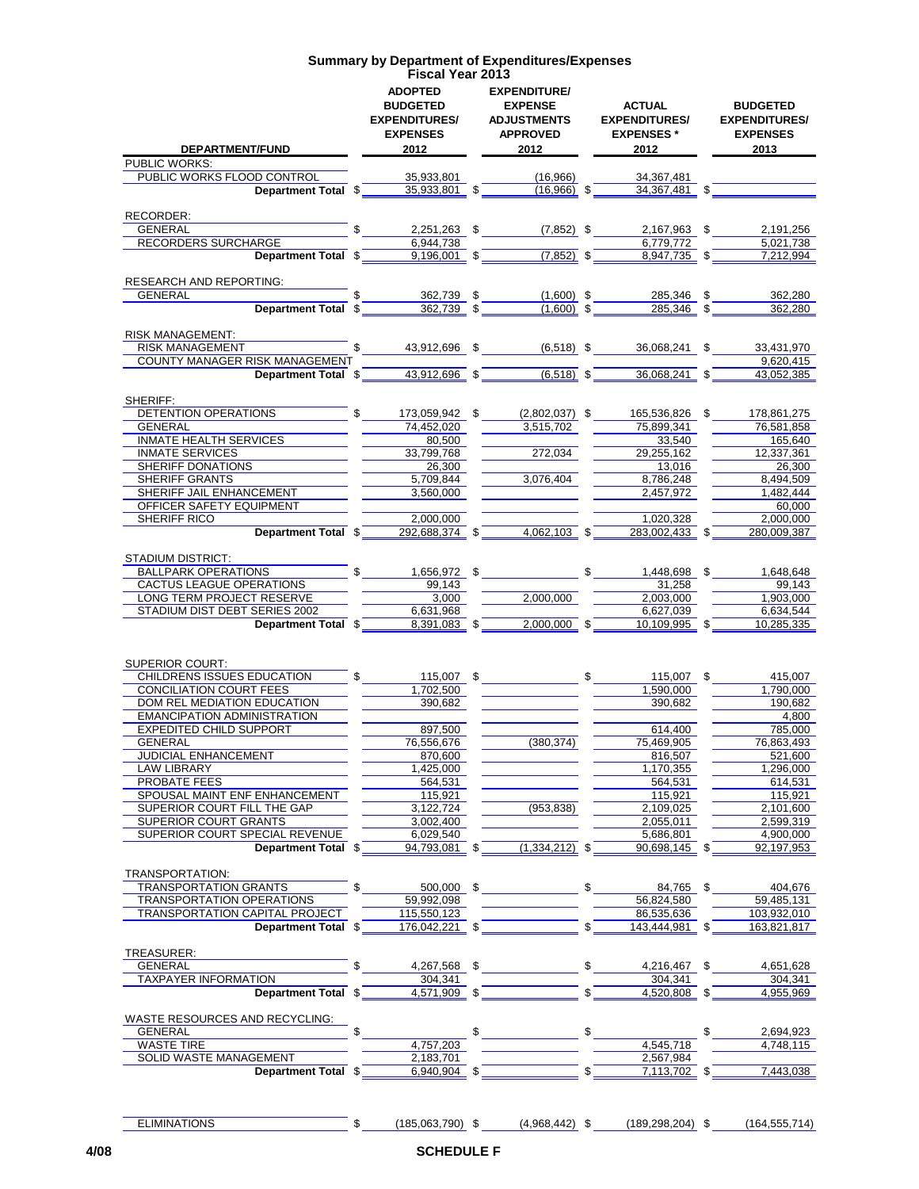# Summary by Department of Expenditures/Expenses
## Fiscal Year 2013

| DEPARTMENT/FUND | ADOPTED BUDGETED EXPENDITURES/ EXPENSES 2012 | EXPENDITURE/ EXPENSE ADJUSTMENTS APPROVED 2012 | ACTUAL EXPENDITURES/ EXPENSES * 2012 | BUDGETED EXPENDITURES/ EXPENSES 2013 |
|---|---|---|---|---|
| PUBLIC WORKS: | | | | |
| PUBLIC WORKS FLOOD CONTROL | 35,933,801 | (16,966) | 34,367,481 | |
| **Department Total** | $ 35,933,801 | $ (16,966) | $ 34,367,481 | $ |
| RECORDER: | | | | |
| GENERAL | $ 2,251,263 | $ (7,852) | $ 2,167,963 | $ 2,191,256 |
| RECORDERS SURCHARGE | 6,944,738 | | 6,779,772 | 5,021,738 |
| **Department Total** | $ 9,196,001 | $ (7,852) | $ 8,947,735 | $ 7,212,994 |
| RESEARCH AND REPORTING: | | | | |
| GENERAL | $ 362,739 | $ (1,600) | $ 285,346 | $ 362,280 |
| **Department Total** | $ 362,739 | $ (1,600) | $ 285,346 | $ 362,280 |
| RISK MANAGEMENT: | | | | |
| RISK MANAGEMENT | $ 43,912,696 | $ (6,518) | $ 36,068,241 | $ 33,431,970 |
| COUNTY MANAGER RISK MANAGEMENT | | | | 9,620,415 |
| **Department Total** | $ 43,912,696 | $ (6,518) | $ 36,068,241 | $ 43,052,385 |
| SHERIFF: | | | | |
| DETENTION OPERATIONS | $ 173,059,942 | $ (2,802,037) | $ 165,536,826 | $ 178,861,275 |
| GENERAL | 74,452,020 | 3,515,702 | 75,899,341 | 76,581,858 |
| INMATE HEALTH SERVICES | 80,500 | | 33,540 | 165,640 |
| INMATE SERVICES | 33,799,768 | 272,034 | 29,255,162 | 12,337,361 |
| SHERIFF DONATIONS | 26,300 | | 13,016 | 26,300 |
| SHERIFF GRANTS | 5,709,844 | 3,076,404 | 8,786,248 | 8,494,509 |
| SHERIFF JAIL ENHANCEMENT | 3,560,000 | | 2,457,972 | 1,482,444 |
| OFFICER SAFETY EQUIPMENT | | | | 60,000 |
| SHERIFF RICO | 2,000,000 | | 1,020,328 | 2,000,000 |
| **Department Total** | $ 292,688,374 | $ 4,062,103 | $ 283,002,433 | $ 280,009,387 |
| STADIUM DISTRICT: | | | | |
| BALLPARK OPERATIONS | $ 1,656,972 | $ | $ 1,448,698 | $ 1,648,648 |
| CACTUS LEAGUE OPERATIONS | 99,143 | | 31,258 | 99,143 |
| LONG TERM PROJECT RESERVE | 3,000 | 2,000,000 | 2,003,000 | 1,903,000 |
| STADIUM DIST DEBT SERIES 2002 | 6,631,968 | | 6,627,039 | 6,634,544 |
| **Department Total** | $ 8,391,083 | $ 2,000,000 | $ 10,109,995 | $ 10,285,335 |
| SUPERIOR COURT: | | | | |
| CHILDRENS ISSUES EDUCATION | $ 115,007 | $ | $ 115,007 | $ 415,007 |
| CONCILIATION COURT FEES | 1,702,500 | | 1,590,000 | 1,790,000 |
| DOM REL MEDIATION EDUCATION | 390,682 | | 390,682 | 190,682 |
| EMANCIPATION ADMINISTRATION | | | | 4,800 |
| EXPEDITED CHILD SUPPORT | 897,500 | | 614,400 | 785,000 |
| GENERAL | 76,556,676 | (380,374) | 75,469,905 | 76,863,493 |
| JUDICIAL ENHANCEMENT | 870,600 | | 816,507 | 521,600 |
| LAW LIBRARY | 1,425,000 | | 1,170,355 | 1,296,000 |
| PROBATE FEES | 564,531 | | 564,531 | 614,531 |
| SPOUSAL MAINT ENF ENHANCEMENT | 115,921 | | 115,921 | 115,921 |
| SUPERIOR COURT FILL THE GAP | 3,122,724 | (953,838) | 2,109,025 | 2,101,600 |
| SUPERIOR COURT GRANTS | 3,002,400 | | 2,055,011 | 2,599,319 |
| SUPERIOR COURT SPECIAL REVENUE | 6,029,540 | | 5,686,801 | 4,900,000 |
| **Department Total** | $ 94,793,081 | $ (1,334,212) | $ 90,698,145 | $ 92,197,953 |
| TRANSPORTATION: | | | | |
| TRANSPORTATION GRANTS | $ 500,000 | $ | $ 84,765 | $ 404,676 |
| TRANSPORTATION OPERATIONS | 59,992,098 | | 56,824,580 | 59,485,131 |
| TRANSPORTATION CAPITAL PROJECT | 115,550,123 | | 86,535,636 | 103,932,010 |
| **Department Total** | $ 176,042,221 | $ | $ 143,444,981 | $ 163,821,817 |
| TREASURER: | | | | |
| GENERAL | $ 4,267,568 | $ | $ 4,216,467 | $ 4,651,628 |
| TAXPAYER INFORMATION | 304,341 | | 304,341 | 304,341 |
| **Department Total** | $ 4,571,909 | $ | $ 4,520,808 | $ 4,955,969 |
| WASTE RESOURCES AND RECYCLING: | | | | |
| GENERAL | $ | $ | $ | $ 2,694,923 |
| WASTE TIRE | 4,757,203 | | 4,545,718 | 4,748,115 |
| SOLID WASTE MANAGEMENT | 2,183,701 | | 2,567,984 | |
| **Department Total** | $ 6,940,904 | $ | $ 7,113,702 | $ 7,443,038 |
| ELIMINATIONS | $ (185,063,790) | $ (4,968,442) | $ (189,298,204) | $ (164,555,714) |

4/08

SCHEDULE F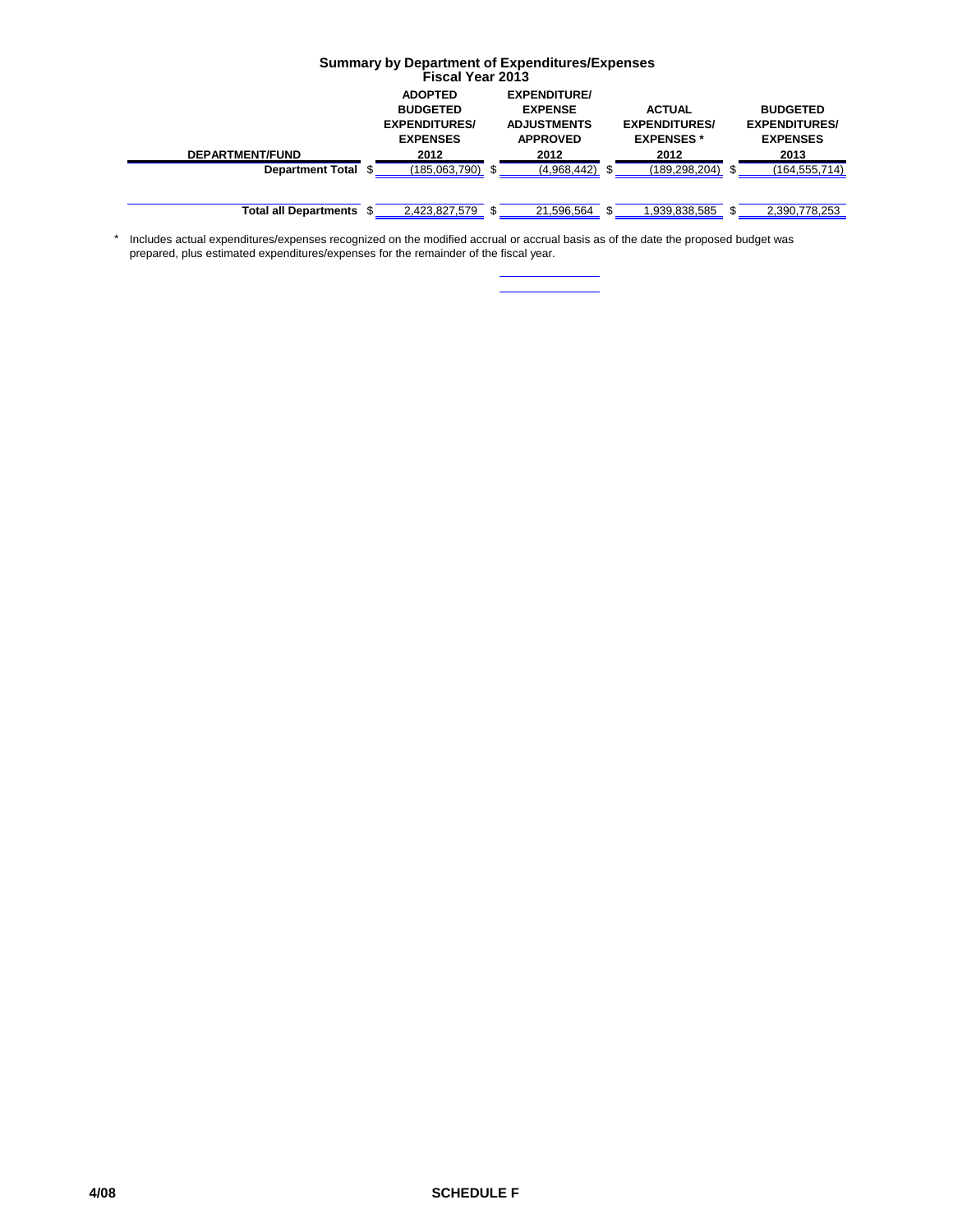# Summary by Department of Expenditures/Expenses
## Fiscal Year 2013

| DEPARTMENT/FUND | ADOPTED BUDGETED EXPENDITURES/ EXPENSES 2012 | EXPENDITURE/ EXPENSE ADJUSTMENTS APPROVED 2012 | ACTUAL EXPENDITURES/ EXPENSES * 2012 | BUDGETED EXPENDITURES/ EXPENSES 2013 |
|---|---|---|---|---|
| **Department Total** | $ (185,063,790) | $ (4,968,442) | $ (189,298,204) | $ (164,555,714) |
| **Total all Departments** | $ 2,423,827,579 | $ 21,596,564 | $ 1,939,838,585 | $ 2,390,778,253 |

\* Includes actual expenditures/expenses recognized on the modified accrual or accrual basis as of the date the proposed budget was prepared, plus estimated expenditures/expenses for the remainder of the fiscal year.

4/08 **SCHEDULE F**